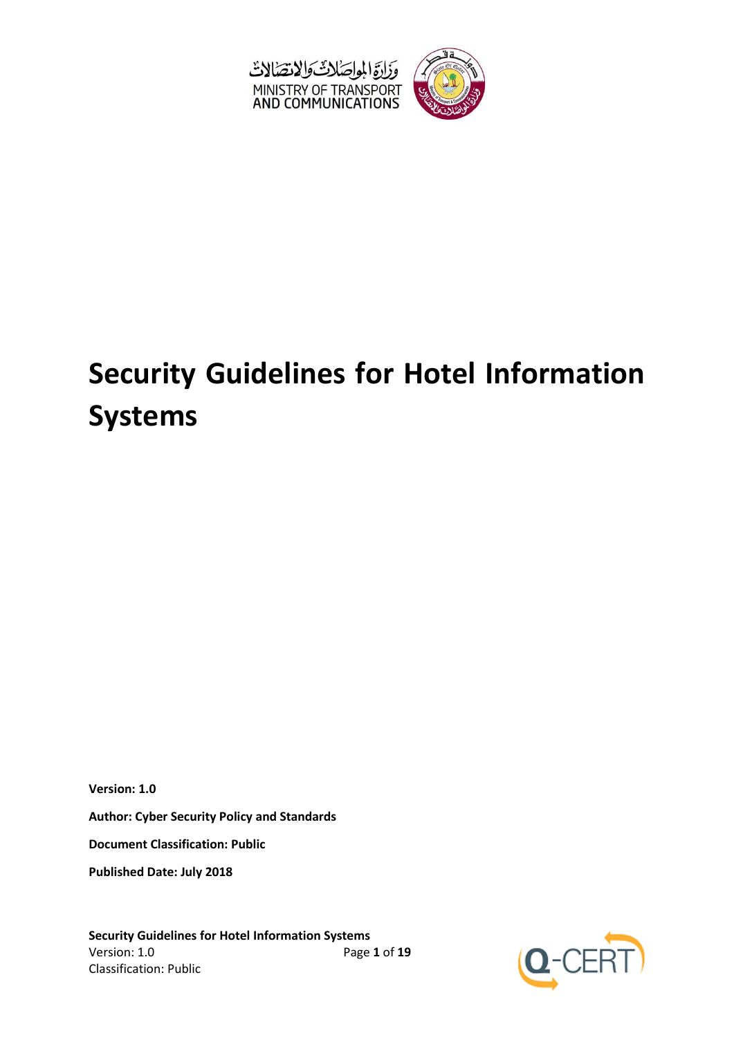وزارة المواصلات والاتصالات
MINISTRY OF TRANSPORT AND COMMUNICATIONS

# Security Guidelines for Hotel Information Systems

**Version: 1.0**

**Author: Cyber Security Policy and Standards**

**Document Classification: Public**

**Published Date: July 2018**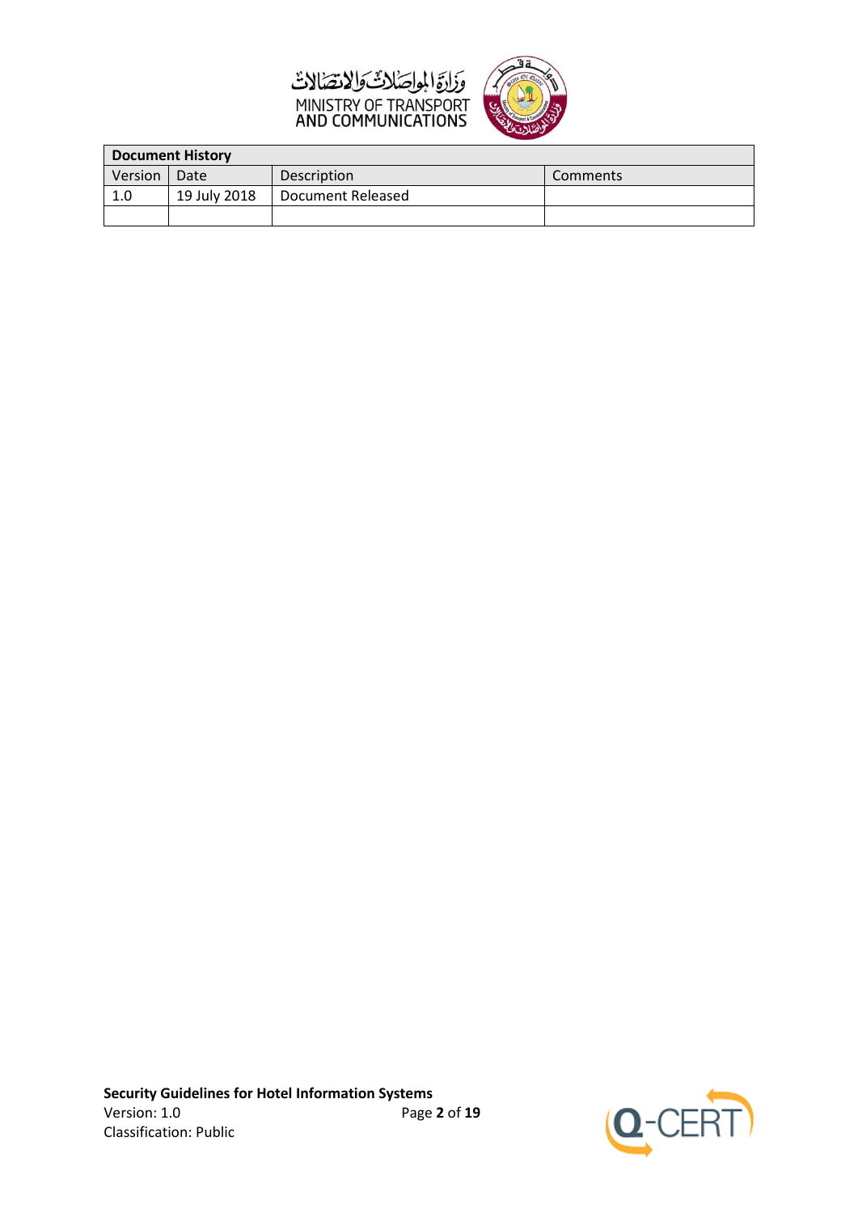| Document History | | | |
| --- | --- | --- | --- |
| Version | Date | Description | Comments |
| 1.0 | 19 July 2018 | Document Released | |
| | | | |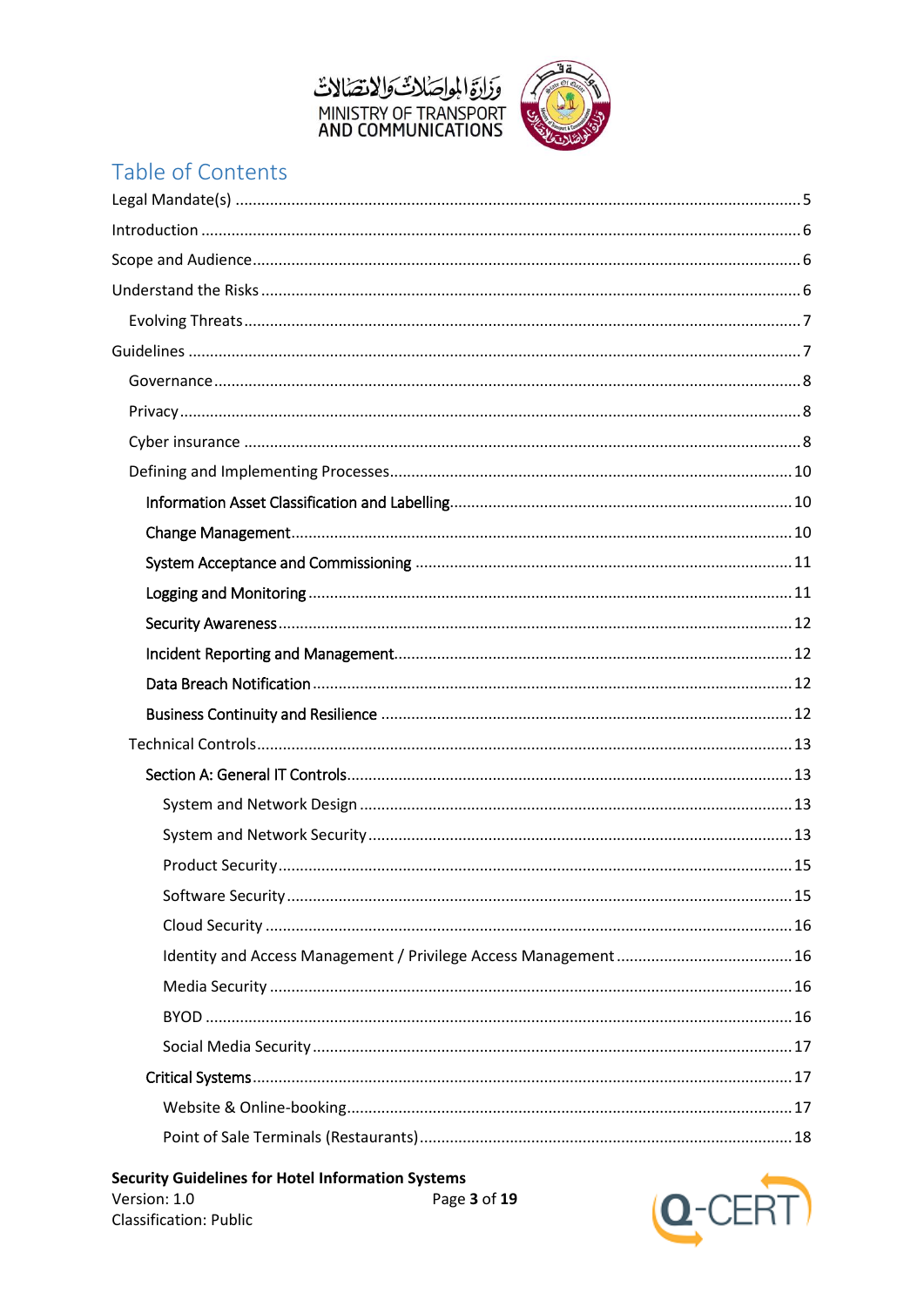# Table of Contents

- Legal Mandate(s) ..... 5
- Introduction ..... 6
- Scope and Audience ..... 6
- Understand the Risks ..... 6
  - Evolving Threats ..... 7
- Guidelines ..... 7
  - Governance ..... 8
  - Privacy ..... 8
  - Cyber insurance ..... 8
  - Defining and Implementing Processes ..... 10
    - Information Asset Classification and Labelling ..... 10
    - Change Management ..... 10
    - System Acceptance and Commissioning ..... 11
    - Logging and Monitoring ..... 11
    - Security Awareness ..... 12
    - Incident Reporting and Management ..... 12
    - Data Breach Notification ..... 12
    - Business Continuity and Resilience ..... 12
  - Technical Controls ..... 13
    - Section A: General IT Controls ..... 13
      - System and Network Design ..... 13
      - System and Network Security ..... 13
      - Product Security ..... 15
      - Software Security ..... 15
      - Cloud Security ..... 16
      - Identity and Access Management / Privilege Access Management ..... 16
      - Media Security ..... 16
      - BYOD ..... 16
      - Social Media Security ..... 17
    - Critical Systems ..... 17
      - Website & Online-booking ..... 17
      - Point of Sale Terminals (Restaurants) ..... 18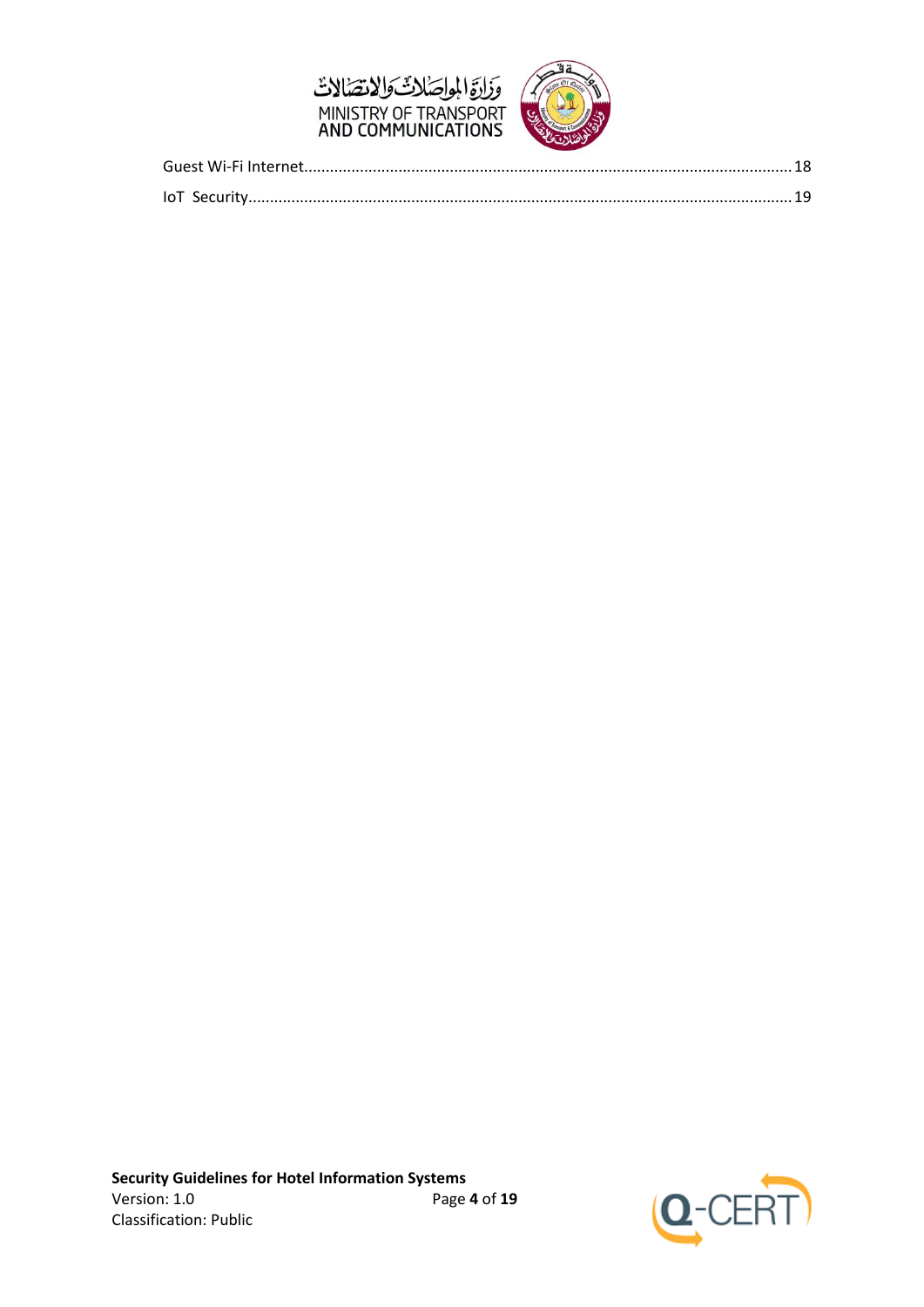Guest Wi-Fi Internet................................................................................................................ 18

IoT Security............................................................................................................................. 19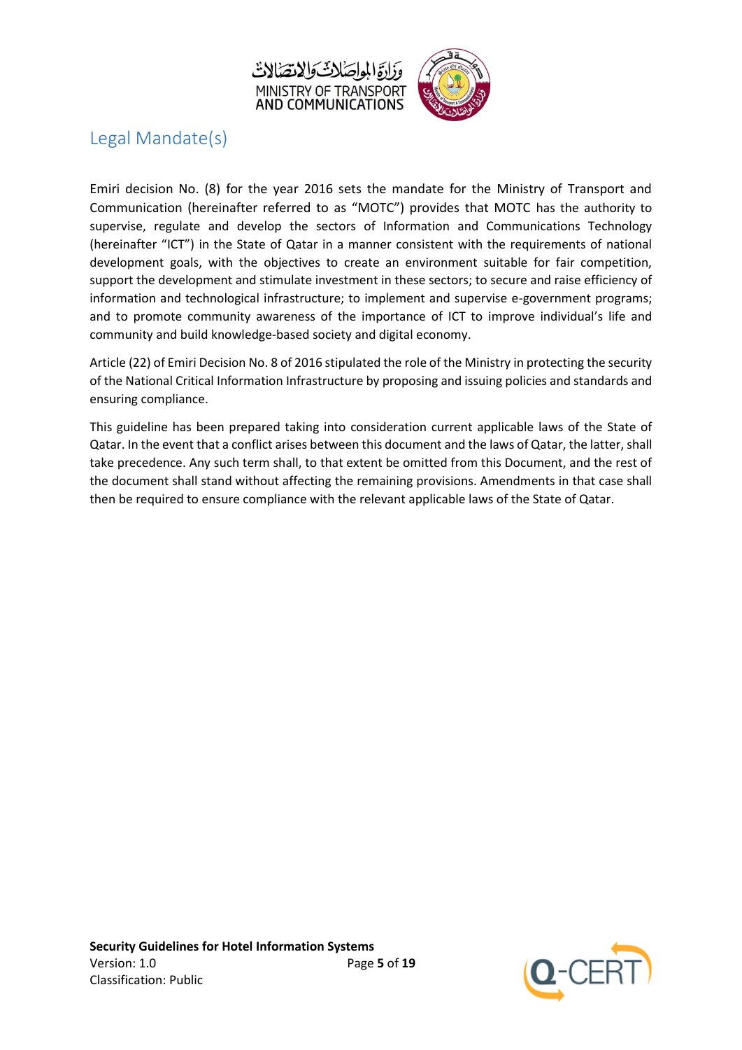# Legal Mandate(s)

Emiri decision No. (8) for the year 2016 sets the mandate for the Ministry of Transport and Communication (hereinafter referred to as "MOTC") provides that MOTC has the authority to supervise, regulate and develop the sectors of Information and Communications Technology (hereinafter "ICT") in the State of Qatar in a manner consistent with the requirements of national development goals, with the objectives to create an environment suitable for fair competition, support the development and stimulate investment in these sectors; to secure and raise efficiency of information and technological infrastructure; to implement and supervise e-government programs; and to promote community awareness of the importance of ICT to improve individual's life and community and build knowledge-based society and digital economy.

Article (22) of Emiri Decision No. 8 of 2016 stipulated the role of the Ministry in protecting the security of the National Critical Information Infrastructure by proposing and issuing policies and standards and ensuring compliance.

This guideline has been prepared taking into consideration current applicable laws of the State of Qatar. In the event that a conflict arises between this document and the laws of Qatar, the latter, shall take precedence. Any such term shall, to that extent be omitted from this Document, and the rest of the document shall stand without affecting the remaining provisions. Amendments in that case shall then be required to ensure compliance with the relevant applicable laws of the State of Qatar.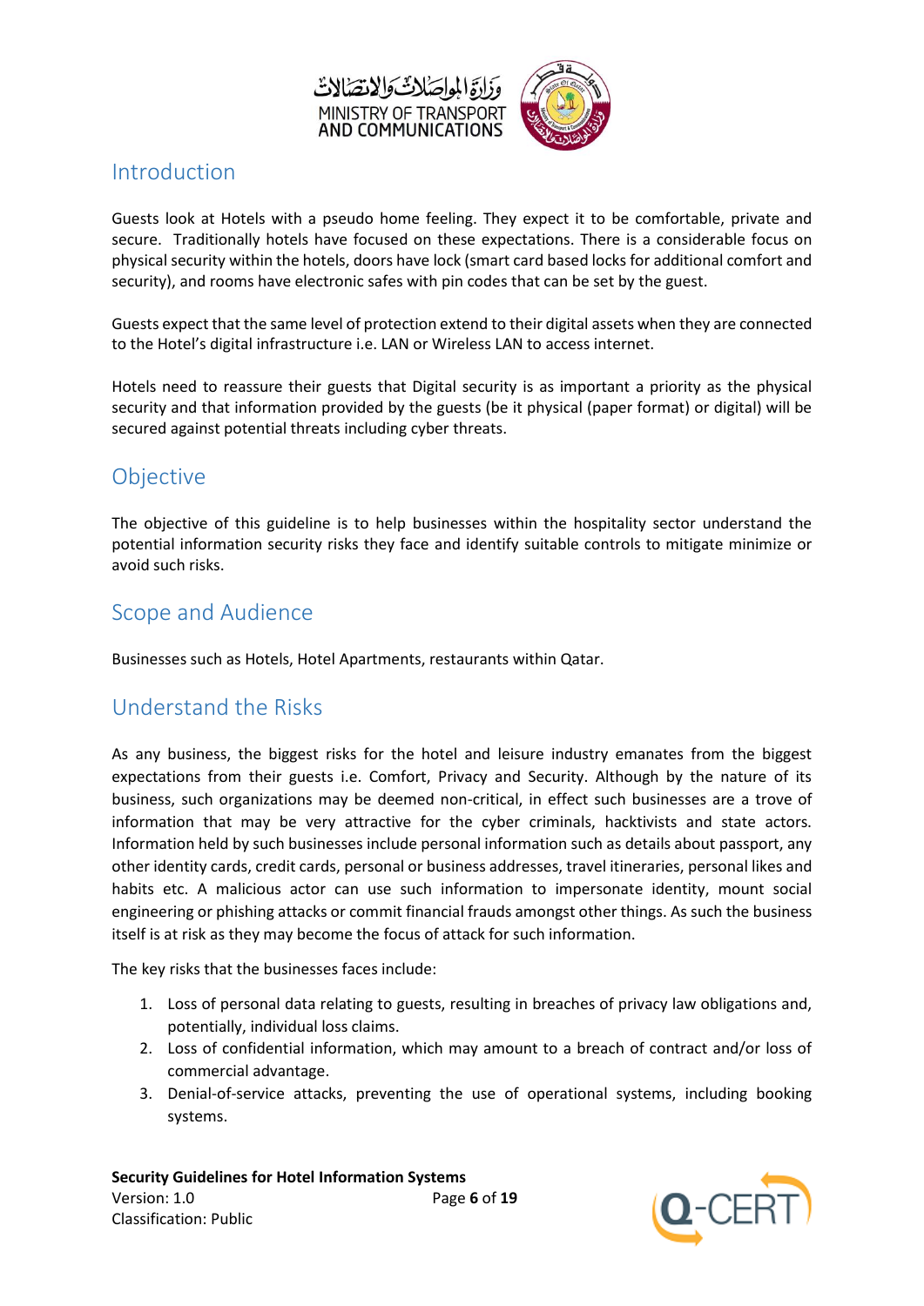## Introduction

Guests look at Hotels with a pseudo home feeling. They expect it to be comfortable, private and secure. Traditionally hotels have focused on these expectations. There is a considerable focus on physical security within the hotels, doors have lock (smart card based locks for additional comfort and security), and rooms have electronic safes with pin codes that can be set by the guest.

Guests expect that the same level of protection extend to their digital assets when they are connected to the Hotel's digital infrastructure i.e. LAN or Wireless LAN to access internet.

Hotels need to reassure their guests that Digital security is as important a priority as the physical security and that information provided by the guests (be it physical (paper format) or digital) will be secured against potential threats including cyber threats.

## Objective

The objective of this guideline is to help businesses within the hospitality sector understand the potential information security risks they face and identify suitable controls to mitigate minimize or avoid such risks.

## Scope and Audience

Businesses such as Hotels, Hotel Apartments, restaurants within Qatar.

## Understand the Risks

As any business, the biggest risks for the hotel and leisure industry emanates from the biggest expectations from their guests i.e. Comfort, Privacy and Security. Although by the nature of its business, such organizations may be deemed non-critical, in effect such businesses are a trove of information that may be very attractive for the cyber criminals, hacktivists and state actors. Information held by such businesses include personal information such as details about passport, any other identity cards, credit cards, personal or business addresses, travel itineraries, personal likes and habits etc. A malicious actor can use such information to impersonate identity, mount social engineering or phishing attacks or commit financial frauds amongst other things. As such the business itself is at risk as they may become the focus of attack for such information.

The key risks that the businesses faces include:

1. Loss of personal data relating to guests, resulting in breaches of privacy law obligations and, potentially, individual loss claims.
2. Loss of confidential information, which may amount to a breach of contract and/or loss of commercial advantage.
3. Denial-of-service attacks, preventing the use of operational systems, including booking systems.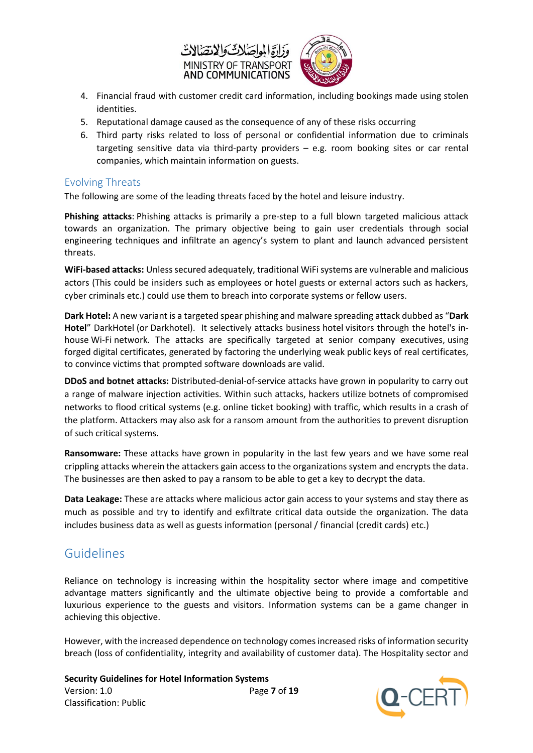4. Financial fraud with customer credit card information, including bookings made using stolen identities.
5. Reputational damage caused as the consequence of any of these risks occurring
6. Third party risks related to loss of personal or confidential information due to criminals targeting sensitive data via third-party providers – e.g. room booking sites or car rental companies, which maintain information on guests.

### Evolving Threats

The following are some of the leading threats faced by the hotel and leisure industry.

**Phishing attacks**: Phishing attacks is primarily a pre-step to a full blown targeted malicious attack towards an organization. The primary objective being to gain user credentials through social engineering techniques and infiltrate an agency's system to plant and launch advanced persistent threats.

**WiFi-based attacks:** Unless secured adequately, traditional WiFi systems are vulnerable and malicious actors (This could be insiders such as employees or hotel guests or external actors such as hackers, cyber criminals etc.) could use them to breach into corporate systems or fellow users.

**Dark Hotel:** A new variant is a targeted spear phishing and malware spreading attack dubbed as "**Dark Hotel**" DarkHotel (or Darkhotel). It selectively attacks business hotel visitors through the hotel's in-house Wi-Fi network. The attacks are specifically targeted at senior company executives, using forged digital certificates, generated by factoring the underlying weak public keys of real certificates, to convince victims that prompted software downloads are valid.

**DDoS and botnet attacks:** Distributed-denial-of-service attacks have grown in popularity to carry out a range of malware injection activities. Within such attacks, hackers utilize botnets of compromised networks to flood critical systems (e.g. online ticket booking) with traffic, which results in a crash of the platform. Attackers may also ask for a ransom amount from the authorities to prevent disruption of such critical systems.

**Ransomware:** These attacks have grown in popularity in the last few years and we have some real crippling attacks wherein the attackers gain access to the organizations system and encrypts the data. The businesses are then asked to pay a ransom to be able to get a key to decrypt the data.

**Data Leakage:** These are attacks where malicious actor gain access to your systems and stay there as much as possible and try to identify and exfiltrate critical data outside the organization. The data includes business data as well as guests information (personal / financial (credit cards) etc.)

## Guidelines

Reliance on technology is increasing within the hospitality sector where image and competitive advantage matters significantly and the ultimate objective being to provide a comfortable and luxurious experience to the guests and visitors. Information systems can be a game changer in achieving this objective.

However, with the increased dependence on technology comes increased risks of information security breach (loss of confidentiality, integrity and availability of customer data). The Hospitality sector and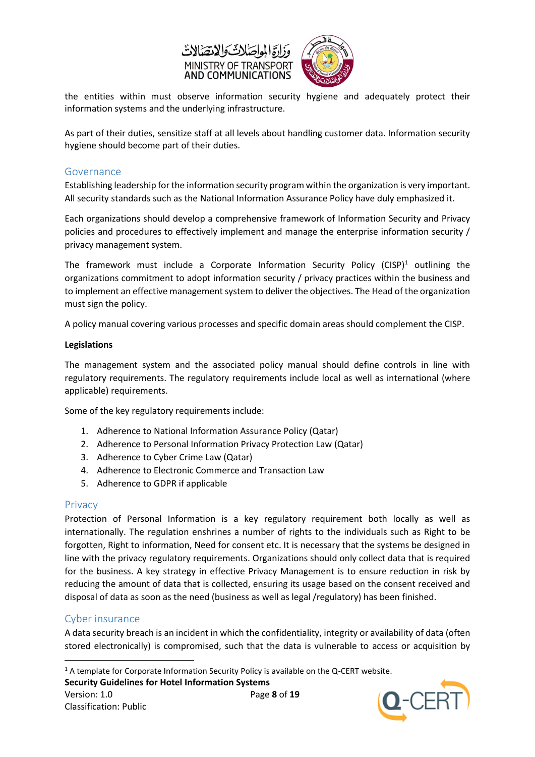the entities within must observe information security hygiene and adequately protect their information systems and the underlying infrastructure.

As part of their duties, sensitize staff at all levels about handling customer data. Information security hygiene should become part of their duties.

## Governance

Establishing leadership for the information security program within the organization is very important. All security standards such as the National Information Assurance Policy have duly emphasized it.

Each organizations should develop a comprehensive framework of Information Security and Privacy policies and procedures to effectively implement and manage the enterprise information security / privacy management system.

The framework must include a Corporate Information Security Policy (CISP)[1] outlining the organizations commitment to adopt information security / privacy practices within the business and to implement an effective management system to deliver the objectives. The Head of the organization must sign the policy.

A policy manual covering various processes and specific domain areas should complement the CISP.

**Legislations**

The management system and the associated policy manual should define controls in line with regulatory requirements. The regulatory requirements include local as well as international (where applicable) requirements.

Some of the key regulatory requirements include:

1. Adherence to National Information Assurance Policy (Qatar)
2. Adherence to Personal Information Privacy Protection Law (Qatar)
3. Adherence to Cyber Crime Law (Qatar)
4. Adherence to Electronic Commerce and Transaction Law
5. Adherence to GDPR if applicable

## Privacy

Protection of Personal Information is a key regulatory requirement both locally as well as internationally. The regulation enshrines a number of rights to the individuals such as Right to be forgotten, Right to information, Need for consent etc. It is necessary that the systems be designed in line with the privacy regulatory requirements. Organizations should only collect data that is required for the business. A key strategy in effective Privacy Management is to ensure reduction in risk by reducing the amount of data that is collected, ensuring its usage based on the consent received and disposal of data as soon as the need (business as well as legal /regulatory) has been finished.

## Cyber insurance

A data security breach is an incident in which the confidentiality, integrity or availability of data (often stored electronically) is compromised, such that the data is vulnerable to access or acquisition by

[1] A template for Corporate Information Security Policy is available on the Q-CERT website.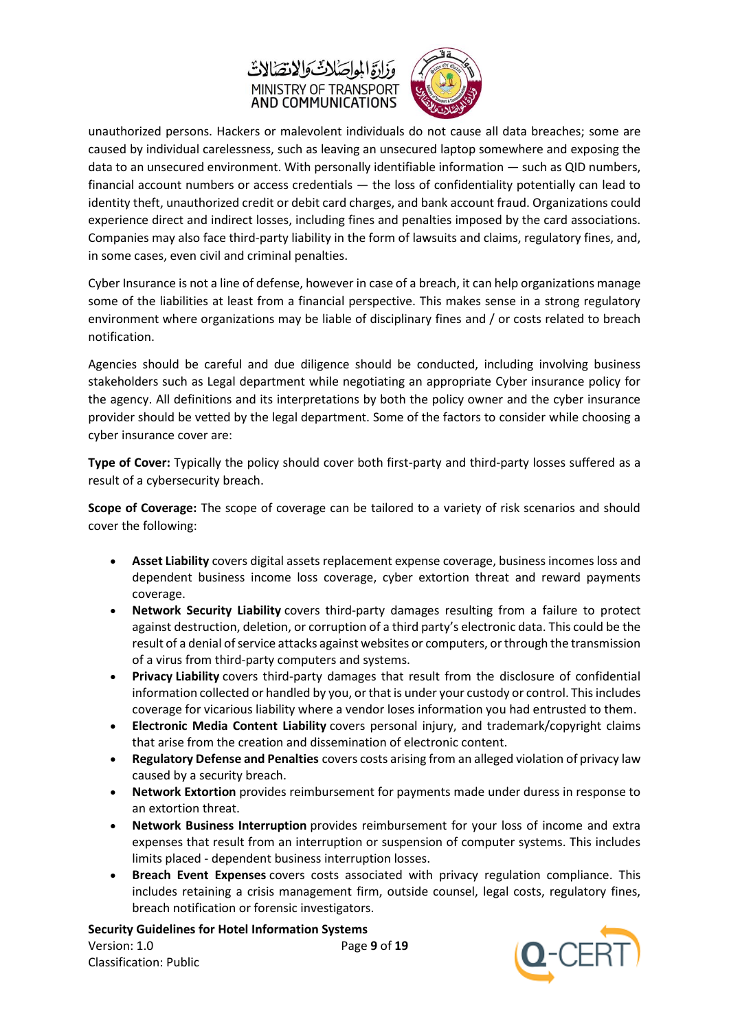unauthorized persons. Hackers or malevolent individuals do not cause all data breaches; some are caused by individual carelessness, such as leaving an unsecured laptop somewhere and exposing the data to an unsecured environment. With personally identifiable information — such as QID numbers, financial account numbers or access credentials — the loss of confidentiality potentially can lead to identity theft, unauthorized credit or debit card charges, and bank account fraud. Organizations could experience direct and indirect losses, including fines and penalties imposed by the card associations. Companies may also face third-party liability in the form of lawsuits and claims, regulatory fines, and, in some cases, even civil and criminal penalties.

Cyber Insurance is not a line of defense, however in case of a breach, it can help organizations manage some of the liabilities at least from a financial perspective. This makes sense in a strong regulatory environment where organizations may be liable of disciplinary fines and / or costs related to breach notification.

Agencies should be careful and due diligence should be conducted, including involving business stakeholders such as Legal department while negotiating an appropriate Cyber insurance policy for the agency. All definitions and its interpretations by both the policy owner and the cyber insurance provider should be vetted by the legal department. Some of the factors to consider while choosing a cyber insurance cover are:

**Type of Cover:** Typically the policy should cover both first-party and third-party losses suffered as a result of a cybersecurity breach.

**Scope of Coverage:** The scope of coverage can be tailored to a variety of risk scenarios and should cover the following:

- **Asset Liability** covers digital assets replacement expense coverage, business incomes loss and dependent business income loss coverage, cyber extortion threat and reward payments coverage.
- **Network Security Liability** covers third-party damages resulting from a failure to protect against destruction, deletion, or corruption of a third party's electronic data. This could be the result of a denial of service attacks against websites or computers, or through the transmission of a virus from third-party computers and systems.
- **Privacy Liability** covers third-party damages that result from the disclosure of confidential information collected or handled by you, or that is under your custody or control. This includes coverage for vicarious liability where a vendor loses information you had entrusted to them.
- **Electronic Media Content Liability** covers personal injury, and trademark/copyright claims that arise from the creation and dissemination of electronic content.
- **Regulatory Defense and Penalties** covers costs arising from an alleged violation of privacy law caused by a security breach.
- **Network Extortion** provides reimbursement for payments made under duress in response to an extortion threat.
- **Network Business Interruption** provides reimbursement for your loss of income and extra expenses that result from an interruption or suspension of computer systems. This includes limits placed - dependent business interruption losses.
- **Breach Event Expenses** covers costs associated with privacy regulation compliance. This includes retaining a crisis management firm, outside counsel, legal costs, regulatory fines, breach notification or forensic investigators.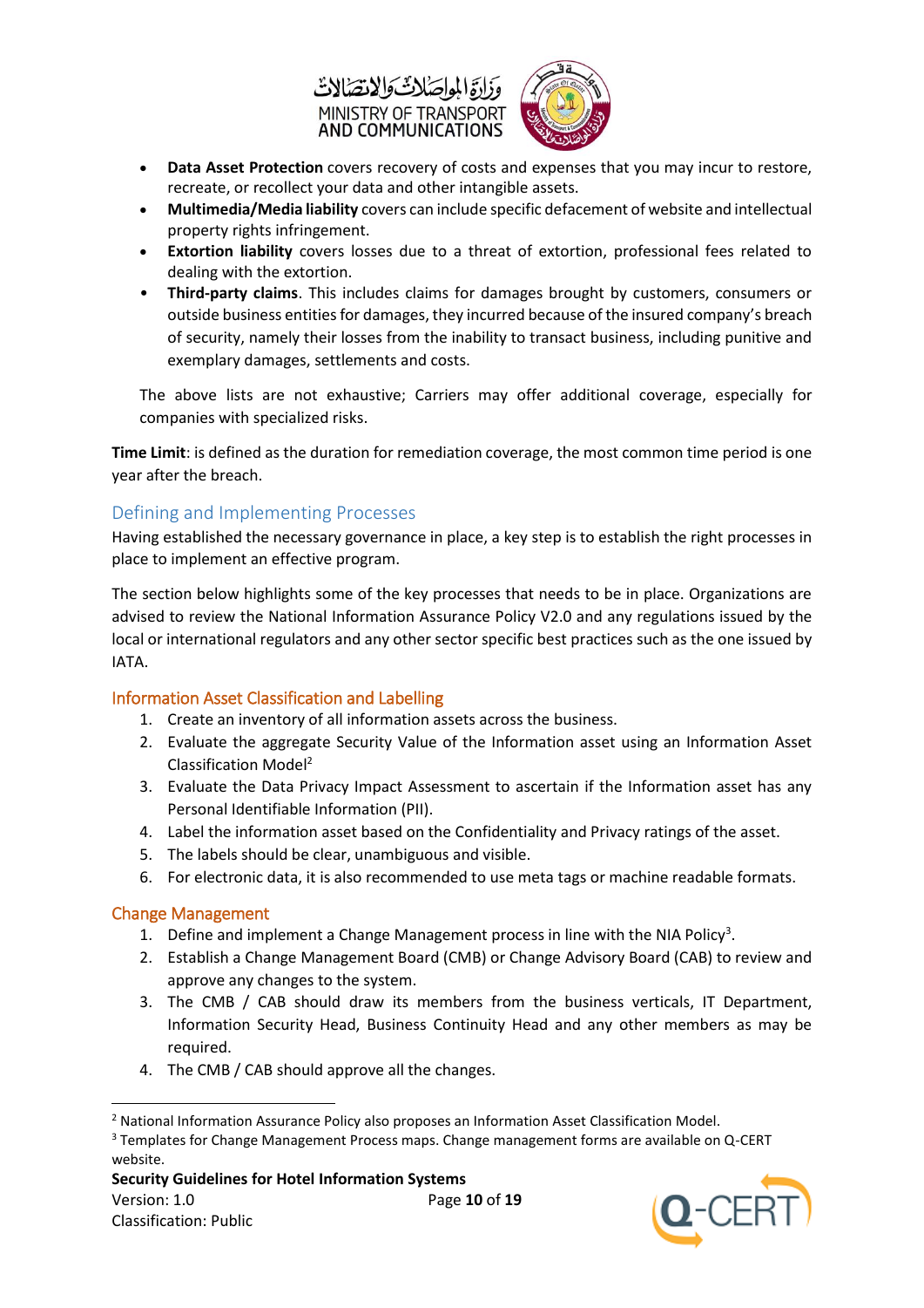- **Data Asset Protection** covers recovery of costs and expenses that you may incur to restore, recreate, or recollect your data and other intangible assets.
- **Multimedia/Media liability** covers can include specific defacement of website and intellectual property rights infringement.
- **Extortion liability** covers losses due to a threat of extortion, professional fees related to dealing with the extortion.
- **Third-party claims**. This includes claims for damages brought by customers, consumers or outside business entities for damages, they incurred because of the insured company's breach of security, namely their losses from the inability to transact business, including punitive and exemplary damages, settlements and costs.

The above lists are not exhaustive; Carriers may offer additional coverage, especially for companies with specialized risks.

**Time Limit**: is defined as the duration for remediation coverage, the most common time period is one year after the breach.

## Defining and Implementing Processes

Having established the necessary governance in place, a key step is to establish the right processes in place to implement an effective program.

The section below highlights some of the key processes that needs to be in place. Organizations are advised to review the National Information Assurance Policy V2.0 and any regulations issued by the local or international regulators and any other sector specific best practices such as the one issued by IATA.

### Information Asset Classification and Labelling

1. Create an inventory of all information assets across the business.
2. Evaluate the aggregate Security Value of the Information asset using an Information Asset Classification Model[2]
3. Evaluate the Data Privacy Impact Assessment to ascertain if the Information asset has any Personal Identifiable Information (PII).
4. Label the information asset based on the Confidentiality and Privacy ratings of the asset.
5. The labels should be clear, unambiguous and visible.
6. For electronic data, it is also recommended to use meta tags or machine readable formats.

### Change Management

1. Define and implement a Change Management process in line with the NIA Policy[3].
2. Establish a Change Management Board (CMB) or Change Advisory Board (CAB) to review and approve any changes to the system.
3. The CMB / CAB should draw its members from the business verticals, IT Department, Information Security Head, Business Continuity Head and any other members as may be required.
4. The CMB / CAB should approve all the changes.

---

[2] National Information Assurance Policy also proposes an Information Asset Classification Model.

[3] Templates for Change Management Process maps. Change management forms are available on Q-CERT website.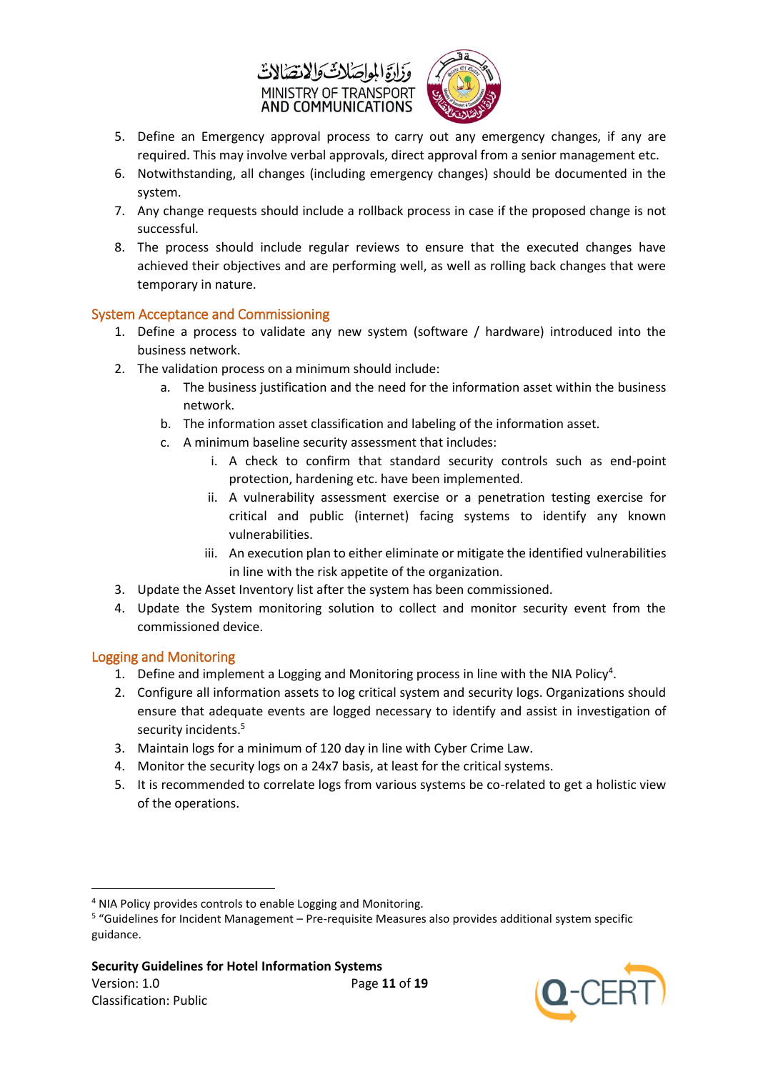5. Define an Emergency approval process to carry out any emergency changes, if any are required. This may involve verbal approvals, direct approval from a senior management etc.
6. Notwithstanding, all changes (including emergency changes) should be documented in the system.
7. Any change requests should include a rollback process in case if the proposed change is not successful.
8. The process should include regular reviews to ensure that the executed changes have achieved their objectives and are performing well, as well as rolling back changes that were temporary in nature.

## System Acceptance and Commissioning

1. Define a process to validate any new system (software / hardware) introduced into the business network.
2. The validation process on a minimum should include:
   a. The business justification and the need for the information asset within the business network.
   b. The information asset classification and labeling of the information asset.
   c. A minimum baseline security assessment that includes:
      i. A check to confirm that standard security controls such as end-point protection, hardening etc. have been implemented.
      ii. A vulnerability assessment exercise or a penetration testing exercise for critical and public (internet) facing systems to identify any known vulnerabilities.
      iii. An execution plan to either eliminate or mitigate the identified vulnerabilities in line with the risk appetite of the organization.
3. Update the Asset Inventory list after the system has been commissioned.
4. Update the System monitoring solution to collect and monitor security event from the commissioned device.

## Logging and Monitoring

1. Define and implement a Logging and Monitoring process in line with the NIA Policy[4].
2. Configure all information assets to log critical system and security logs. Organizations should ensure that adequate events are logged necessary to identify and assist in investigation of security incidents.[5]
3. Maintain logs for a minimum of 120 day in line with Cyber Crime Law.
4. Monitor the security logs on a 24x7 basis, at least for the critical systems.
5. It is recommended to correlate logs from various systems be co-related to get a holistic view of the operations.

---

[4] NIA Policy provides controls to enable Logging and Monitoring.

[5] "Guidelines for Incident Management – Pre-requisite Measures also provides additional system specific guidance.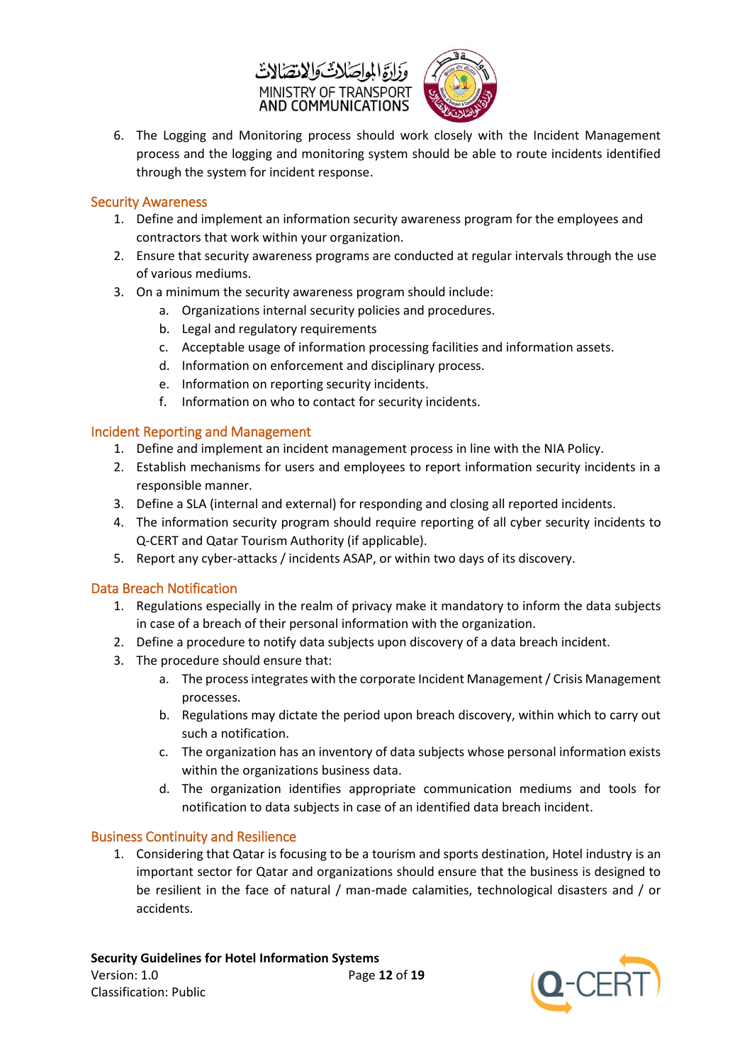6. The Logging and Monitoring process should work closely with the Incident Management process and the logging and monitoring system should be able to route incidents identified through the system for incident response.

## Security Awareness

1. Define and implement an information security awareness program for the employees and contractors that work within your organization.
2. Ensure that security awareness programs are conducted at regular intervals through the use of various mediums.
3. On a minimum the security awareness program should include:
   a. Organizations internal security policies and procedures.
   b. Legal and regulatory requirements
   c. Acceptable usage of information processing facilities and information assets.
   d. Information on enforcement and disciplinary process.
   e. Information on reporting security incidents.
   f. Information on who to contact for security incidents.

## Incident Reporting and Management

1. Define and implement an incident management process in line with the NIA Policy.
2. Establish mechanisms for users and employees to report information security incidents in a responsible manner.
3. Define a SLA (internal and external) for responding and closing all reported incidents.
4. The information security program should require reporting of all cyber security incidents to Q-CERT and Qatar Tourism Authority (if applicable).
5. Report any cyber-attacks / incidents ASAP, or within two days of its discovery.

## Data Breach Notification

1. Regulations especially in the realm of privacy make it mandatory to inform the data subjects in case of a breach of their personal information with the organization.
2. Define a procedure to notify data subjects upon discovery of a data breach incident.
3. The procedure should ensure that:
   a. The process integrates with the corporate Incident Management / Crisis Management processes.
   b. Regulations may dictate the period upon breach discovery, within which to carry out such a notification.
   c. The organization has an inventory of data subjects whose personal information exists within the organizations business data.
   d. The organization identifies appropriate communication mediums and tools for notification to data subjects in case of an identified data breach incident.

## Business Continuity and Resilience

1. Considering that Qatar is focusing to be a tourism and sports destination, Hotel industry is an important sector for Qatar and organizations should ensure that the business is designed to be resilient in the face of natural / man-made calamities, technological disasters and / or accidents.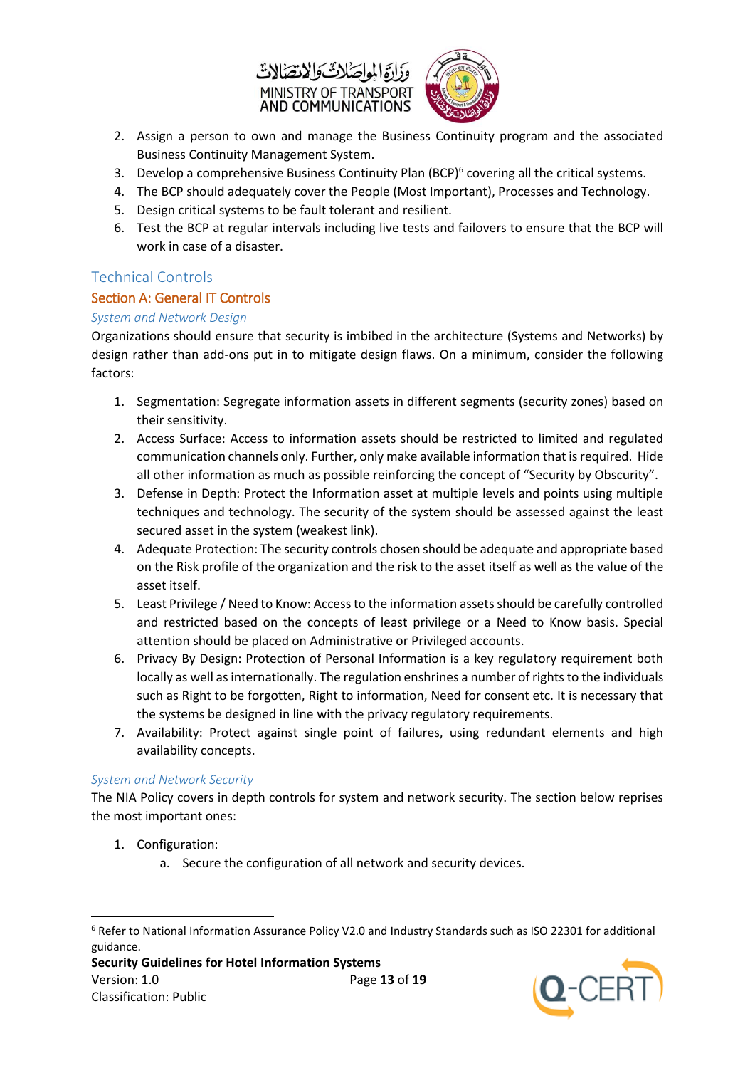2. Assign a person to own and manage the Business Continuity program and the associated Business Continuity Management System.
3. Develop a comprehensive Business Continuity Plan (BCP)[6] covering all the critical systems.
4. The BCP should adequately cover the People (Most Important), Processes and Technology.
5. Design critical systems to be fault tolerant and resilient.
6. Test the BCP at regular intervals including live tests and failovers to ensure that the BCP will work in case of a disaster.

# Technical Controls

## Section A: General IT Controls

### *System and Network Design*

Organizations should ensure that security is imbibed in the architecture (Systems and Networks) by design rather than add-ons put in to mitigate design flaws. On a minimum, consider the following factors:

1. Segmentation: Segregate information assets in different segments (security zones) based on their sensitivity.
2. Access Surface: Access to information assets should be restricted to limited and regulated communication channels only. Further, only make available information that is required. Hide all other information as much as possible reinforcing the concept of "Security by Obscurity".
3. Defense in Depth: Protect the Information asset at multiple levels and points using multiple techniques and technology. The security of the system should be assessed against the least secured asset in the system (weakest link).
4. Adequate Protection: The security controls chosen should be adequate and appropriate based on the Risk profile of the organization and the risk to the asset itself as well as the value of the asset itself.
5. Least Privilege / Need to Know: Access to the information assets should be carefully controlled and restricted based on the concepts of least privilege or a Need to Know basis. Special attention should be placed on Administrative or Privileged accounts.
6. Privacy By Design: Protection of Personal Information is a key regulatory requirement both locally as well as internationally. The regulation enshrines a number of rights to the individuals such as Right to be forgotten, Right to information, Need for consent etc. It is necessary that the systems be designed in line with the privacy regulatory requirements.
7. Availability: Protect against single point of failures, using redundant elements and high availability concepts.

### *System and Network Security*

The NIA Policy covers in depth controls for system and network security. The section below reprises the most important ones:

1. Configuration:
    a. Secure the configuration of all network and security devices.

[6] Refer to National Information Assurance Policy V2.0 and Industry Standards such as ISO 22301 for additional guidance.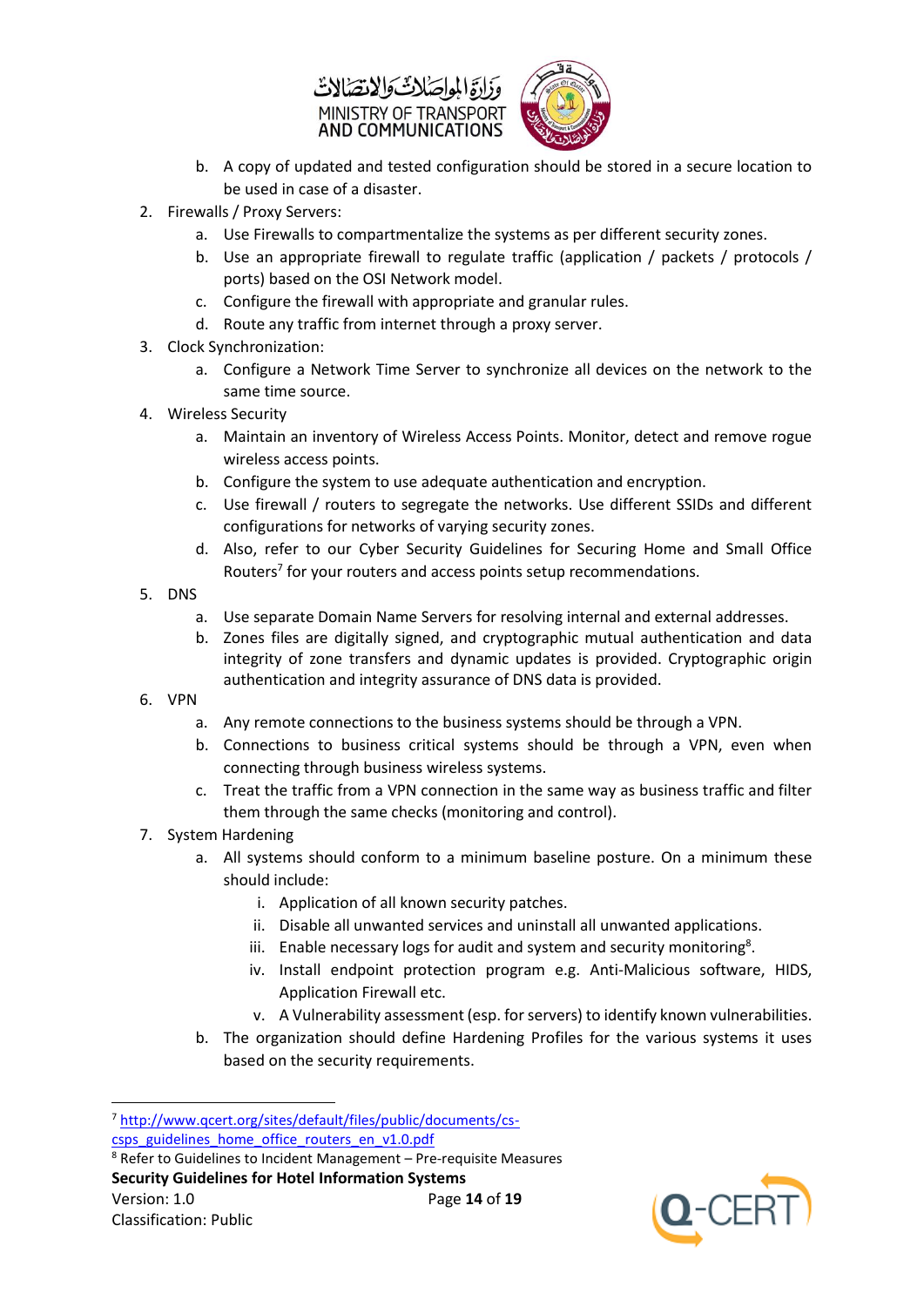b. A copy of updated and tested configuration should be stored in a secure location to be used in case of a disaster.

2. Firewalls / Proxy Servers:
   a. Use Firewalls to compartmentalize the systems as per different security zones.
   b. Use an appropriate firewall to regulate traffic (application / packets / protocols / ports) based on the OSI Network model.
   c. Configure the firewall with appropriate and granular rules.
   d. Route any traffic from internet through a proxy server.
3. Clock Synchronization:
   a. Configure a Network Time Server to synchronize all devices on the network to the same time source.
4. Wireless Security
   a. Maintain an inventory of Wireless Access Points. Monitor, detect and remove rogue wireless access points.
   b. Configure the system to use adequate authentication and encryption.
   c. Use firewall / routers to segregate the networks. Use different SSIDs and different configurations for networks of varying security zones.
   d. Also, refer to our Cyber Security Guidelines for Securing Home and Small Office Routers[7] for your routers and access points setup recommendations.
5. DNS
   a. Use separate Domain Name Servers for resolving internal and external addresses.
   b. Zones files are digitally signed, and cryptographic mutual authentication and data integrity of zone transfers and dynamic updates is provided. Cryptographic origin authentication and integrity assurance of DNS data is provided.
6. VPN
   a. Any remote connections to the business systems should be through a VPN.
   b. Connections to business critical systems should be through a VPN, even when connecting through business wireless systems.
   c. Treat the traffic from a VPN connection in the same way as business traffic and filter them through the same checks (monitoring and control).
7. System Hardening
   a. All systems should conform to a minimum baseline posture. On a minimum these should include:
      i. Application of all known security patches.
      ii. Disable all unwanted services and uninstall all unwanted applications.
      iii. Enable necessary logs for audit and system and security monitoring[8].
      iv. Install endpoint protection program e.g. Anti-Malicious software, HIDS, Application Firewall etc.
      v. A Vulnerability assessment (esp. for servers) to identify known vulnerabilities.
   b. The organization should define Hardening Profiles for the various systems it uses based on the security requirements.

[7] http://www.qcert.org/sites/default/files/public/documents/cs-csps_guidelines_home_office_routers_en_v1.0.pdf

[8] Refer to Guidelines to Incident Management – Pre-requisite Measures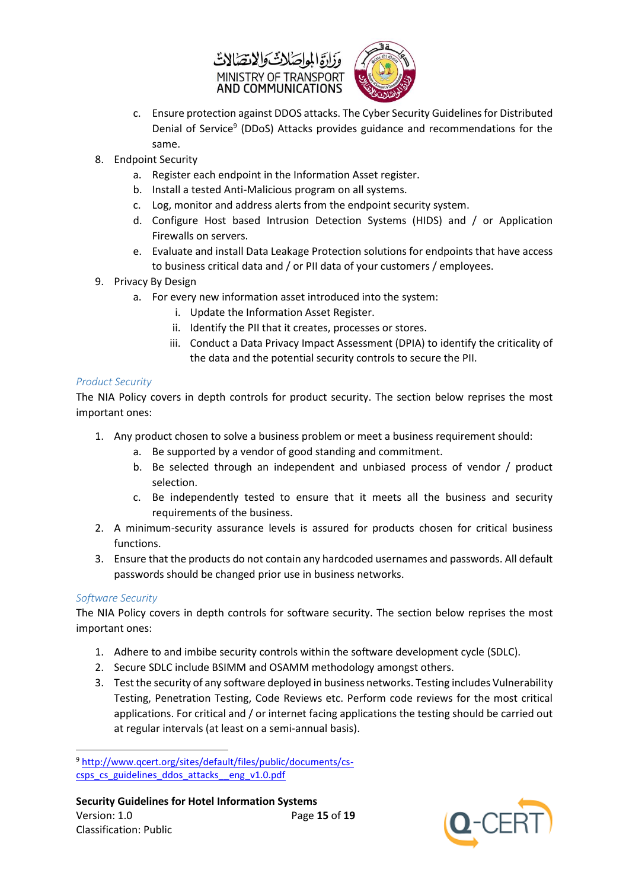c. Ensure protection against DDOS attacks. The Cyber Security Guidelines for Distributed Denial of Service[9] (DDoS) Attacks provides guidance and recommendations for the same.

8. Endpoint Security
    a. Register each endpoint in the Information Asset register.
    b. Install a tested Anti-Malicious program on all systems.
    c. Log, monitor and address alerts from the endpoint security system.
    d. Configure Host based Intrusion Detection Systems (HIDS) and / or Application Firewalls on servers.
    e. Evaluate and install Data Leakage Protection solutions for endpoints that have access to business critical data and / or PII data of your customers / employees.
9. Privacy By Design
    a. For every new information asset introduced into the system:
        i. Update the Information Asset Register.
        ii. Identify the PII that it creates, processes or stores.
        iii. Conduct a Data Privacy Impact Assessment (DPIA) to identify the criticality of the data and the potential security controls to secure the PII.

### *Product Security*

The NIA Policy covers in depth controls for product security. The section below reprises the most important ones:

1. Any product chosen to solve a business problem or meet a business requirement should:
    a. Be supported by a vendor of good standing and commitment.
    b. Be selected through an independent and unbiased process of vendor / product selection.
    c. Be independently tested to ensure that it meets all the business and security requirements of the business.
2. A minimum-security assurance levels is assured for products chosen for critical business functions.
3. Ensure that the products do not contain any hardcoded usernames and passwords. All default passwords should be changed prior use in business networks.

### *Software Security*

The NIA Policy covers in depth controls for software security. The section below reprises the most important ones:

1. Adhere to and imbibe security controls within the software development cycle (SDLC).
2. Secure SDLC include BSIMM and OSAMM methodology amongst others.
3. Test the security of any software deployed in business networks. Testing includes Vulnerability Testing, Penetration Testing, Code Reviews etc. Perform code reviews for the most critical applications. For critical and / or internet facing applications the testing should be carried out at regular intervals (at least on a semi-annual basis).

---

[9] http://www.qcert.org/sites/default/files/public/documents/cs-csps_cs_guidelines_ddos_attacks__eng_v1.0.pdf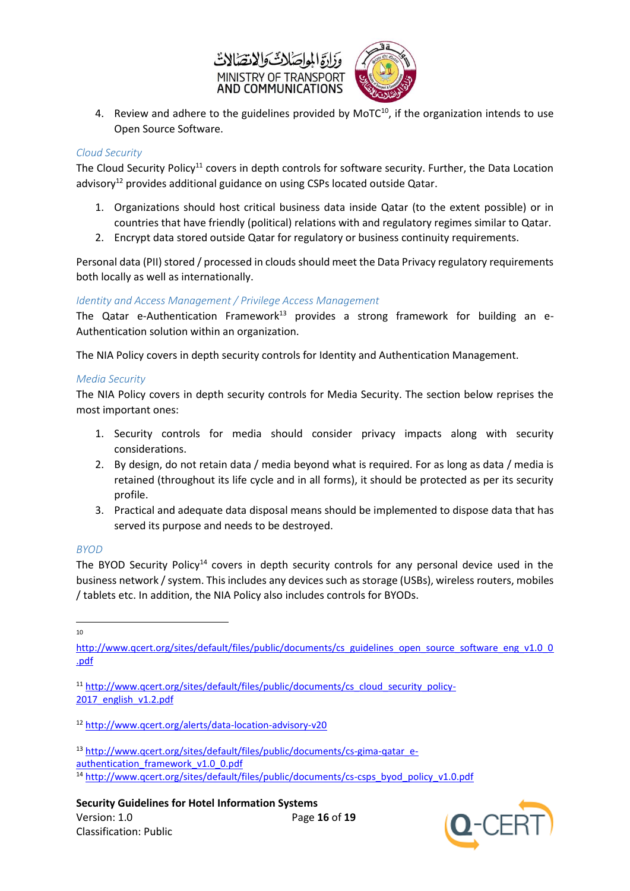4. Review and adhere to the guidelines provided by MoTC[10], if the organization intends to use Open Source Software.

### *Cloud Security*

The Cloud Security Policy[11] covers in depth controls for software security. Further, the Data Location advisory[12] provides additional guidance on using CSPs located outside Qatar.

1. Organizations should host critical business data inside Qatar (to the extent possible) or in countries that have friendly (political) relations with and regulatory regimes similar to Qatar.
2. Encrypt data stored outside Qatar for regulatory or business continuity requirements.

Personal data (PII) stored / processed in clouds should meet the Data Privacy regulatory requirements both locally as well as internationally.

### *Identity and Access Management / Privilege Access Management*

The Qatar e-Authentication Framework[13] provides a strong framework for building an e-Authentication solution within an organization.

The NIA Policy covers in depth security controls for Identity and Authentication Management.

### *Media Security*

The NIA Policy covers in depth security controls for Media Security. The section below reprises the most important ones:

1. Security controls for media should consider privacy impacts along with security considerations.
2. By design, do not retain data / media beyond what is required. For as long as data / media is retained (throughout its life cycle and in all forms), it should be protected as per its security profile.
3. Practical and adequate data disposal means should be implemented to dispose data that has served its purpose and needs to be destroyed.

### *BYOD*

The BYOD Security Policy[14] covers in depth security controls for any personal device used in the business network / system. This includes any devices such as storage (USBs), wireless routers, mobiles / tablets etc. In addition, the NIA Policy also includes controls for BYODs.

---

[10] http://www.qcert.org/sites/default/files/public/documents/cs_guidelines_open_source_software_eng_v1.0_0.pdf

[11] http://www.qcert.org/sites/default/files/public/documents/cs_cloud_security_policy-2017_english_v1.2.pdf

[12] http://www.qcert.org/alerts/data-location-advisory-v20

[13] http://www.qcert.org/sites/default/files/public/documents/cs-gima-qatar_e-authentication_framework_v1.0_0.pdf

[14] http://www.qcert.org/sites/default/files/public/documents/cs-csps_byod_policy_v1.0.pdf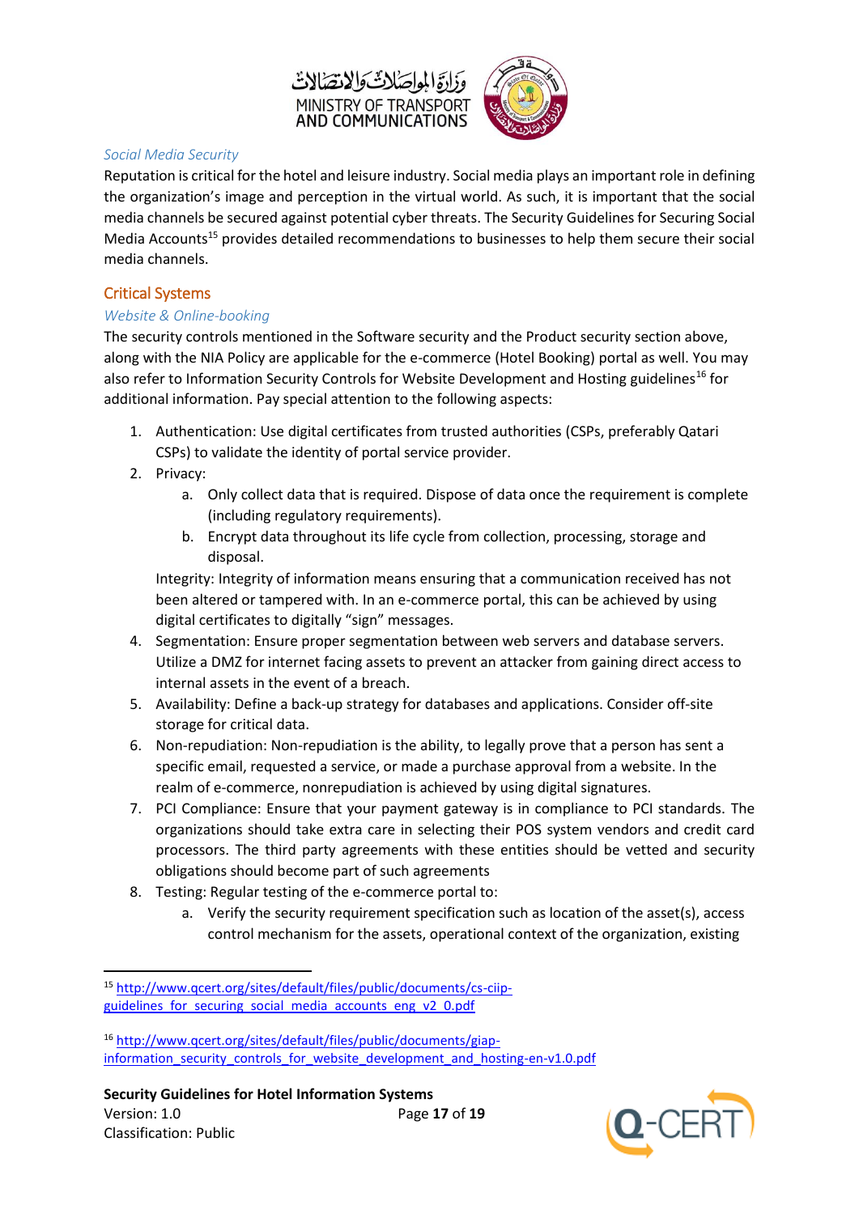*Social Media Security*

Reputation is critical for the hotel and leisure industry. Social media plays an important role in defining the organization's image and perception in the virtual world. As such, it is important that the social media channels be secured against potential cyber threats. The Security Guidelines for Securing Social Media Accounts[15] provides detailed recommendations to businesses to help them secure their social media channels.

## Critical Systems

### *Website & Online-booking*

The security controls mentioned in the Software security and the Product security section above, along with the NIA Policy are applicable for the e-commerce (Hotel Booking) portal as well. You may also refer to Information Security Controls for Website Development and Hosting guidelines[16] for additional information. Pay special attention to the following aspects:

1. Authentication: Use digital certificates from trusted authorities (CSPs, preferably Qatari CSPs) to validate the identity of portal service provider.
2. Privacy:
   a. Only collect data that is required. Dispose of data once the requirement is complete (including regulatory requirements).
   b. Encrypt data throughout its life cycle from collection, processing, storage and disposal.

   Integrity: Integrity of information means ensuring that a communication received has not been altered or tampered with. In an e-commerce portal, this can be achieved by using digital certificates to digitally "sign" messages.
4. Segmentation: Ensure proper segmentation between web servers and database servers. Utilize a DMZ for internet facing assets to prevent an attacker from gaining direct access to internal assets in the event of a breach.
5. Availability: Define a back-up strategy for databases and applications. Consider off-site storage for critical data.
6. Non-repudiation: Non-repudiation is the ability, to legally prove that a person has sent a specific email, requested a service, or made a purchase approval from a website. In the realm of e-commerce, nonrepudiation is achieved by using digital signatures.
7. PCI Compliance: Ensure that your payment gateway is in compliance to PCI standards. The organizations should take extra care in selecting their POS system vendors and credit card processors. The third party agreements with these entities should be vetted and security obligations should become part of such agreements
8. Testing: Regular testing of the e-commerce portal to:
   a. Verify the security requirement specification such as location of the asset(s), access control mechanism for the assets, operational context of the organization, existing

---

[15] http://www.qcert.org/sites/default/files/public/documents/cs-ciip-guidelines_for_securing_social_media_accounts_eng_v2_0.pdf

[16] http://www.qcert.org/sites/default/files/public/documents/giap-information_security_controls_for_website_development_and_hosting-en-v1.0.pdf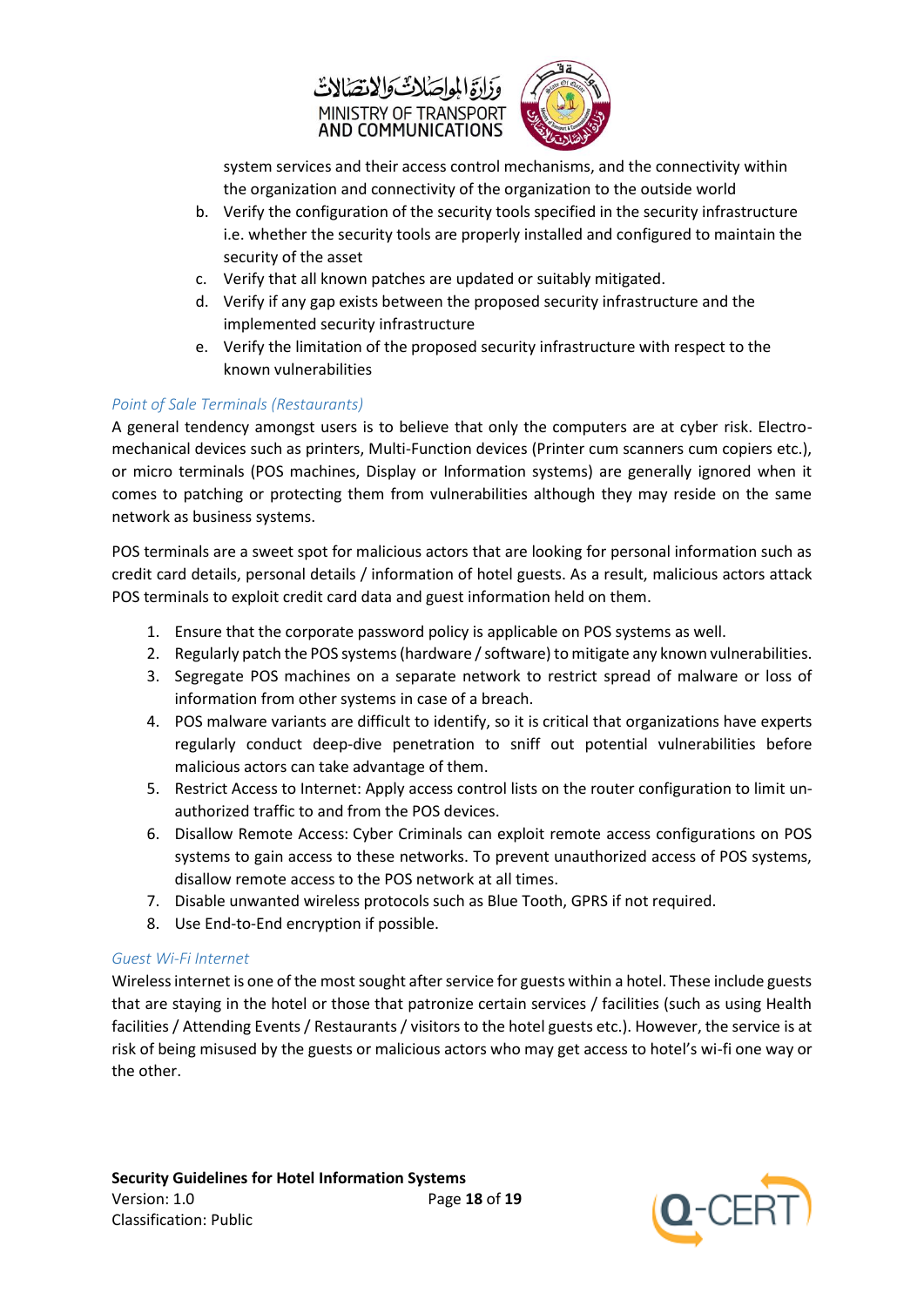system services and their access control mechanisms, and the connectivity within the organization and connectivity of the organization to the outside world

b. Verify the configuration of the security tools specified in the security infrastructure i.e. whether the security tools are properly installed and configured to maintain the security of the asset
c. Verify that all known patches are updated or suitably mitigated.
d. Verify if any gap exists between the proposed security infrastructure and the implemented security infrastructure
e. Verify the limitation of the proposed security infrastructure with respect to the known vulnerabilities

### *Point of Sale Terminals (Restaurants)*

A general tendency amongst users is to believe that only the computers are at cyber risk. Electro-mechanical devices such as printers, Multi-Function devices (Printer cum scanners cum copiers etc.), or micro terminals (POS machines, Display or Information systems) are generally ignored when it comes to patching or protecting them from vulnerabilities although they may reside on the same network as business systems.

POS terminals are a sweet spot for malicious actors that are looking for personal information such as credit card details, personal details / information of hotel guests. As a result, malicious actors attack POS terminals to exploit credit card data and guest information held on them.

1. Ensure that the corporate password policy is applicable on POS systems as well.
2. Regularly patch the POS systems (hardware / software) to mitigate any known vulnerabilities.
3. Segregate POS machines on a separate network to restrict spread of malware or loss of information from other systems in case of a breach.
4. POS malware variants are difficult to identify, so it is critical that organizations have experts regularly conduct deep-dive penetration to sniff out potential vulnerabilities before malicious actors can take advantage of them.
5. Restrict Access to Internet: Apply access control lists on the router configuration to limit un-authorized traffic to and from the POS devices.
6. Disallow Remote Access: Cyber Criminals can exploit remote access configurations on POS systems to gain access to these networks. To prevent unauthorized access of POS systems, disallow remote access to the POS network at all times.
7. Disable unwanted wireless protocols such as Blue Tooth, GPRS if not required.
8. Use End-to-End encryption if possible.

### *Guest Wi-Fi Internet*

Wireless internet is one of the most sought after service for guests within a hotel. These include guests that are staying in the hotel or those that patronize certain services / facilities (such as using Health facilities / Attending Events / Restaurants / visitors to the hotel guests etc.). However, the service is at risk of being misused by the guests or malicious actors who may get access to hotel's wi-fi one way or the other.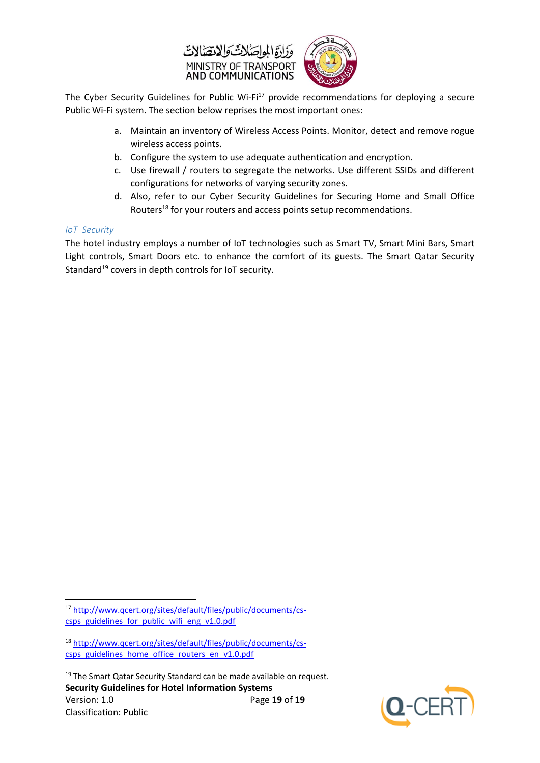The Cyber Security Guidelines for Public Wi-Fi[17] provide recommendations for deploying a secure Public Wi-Fi system. The section below reprises the most important ones:

a. Maintain an inventory of Wireless Access Points. Monitor, detect and remove rogue wireless access points.
b. Configure the system to use adequate authentication and encryption.
c. Use firewall / routers to segregate the networks. Use different SSIDs and different configurations for networks of varying security zones.
d. Also, refer to our Cyber Security Guidelines for Securing Home and Small Office Routers[18] for your routers and access points setup recommendations.

### *IoT Security*

The hotel industry employs a number of IoT technologies such as Smart TV, Smart Mini Bars, Smart Light controls, Smart Doors etc. to enhance the comfort of its guests. The Smart Qatar Security Standard[19] covers in depth controls for IoT security.

---

[17] http://www.qcert.org/sites/default/files/public/documents/cs-csps_guidelines_for_public_wifi_eng_v1.0.pdf

[18] http://www.qcert.org/sites/default/files/public/documents/cs-csps_guidelines_home_office_routers_en_v1.0.pdf

[19] The Smart Qatar Security Standard can be made available on request.